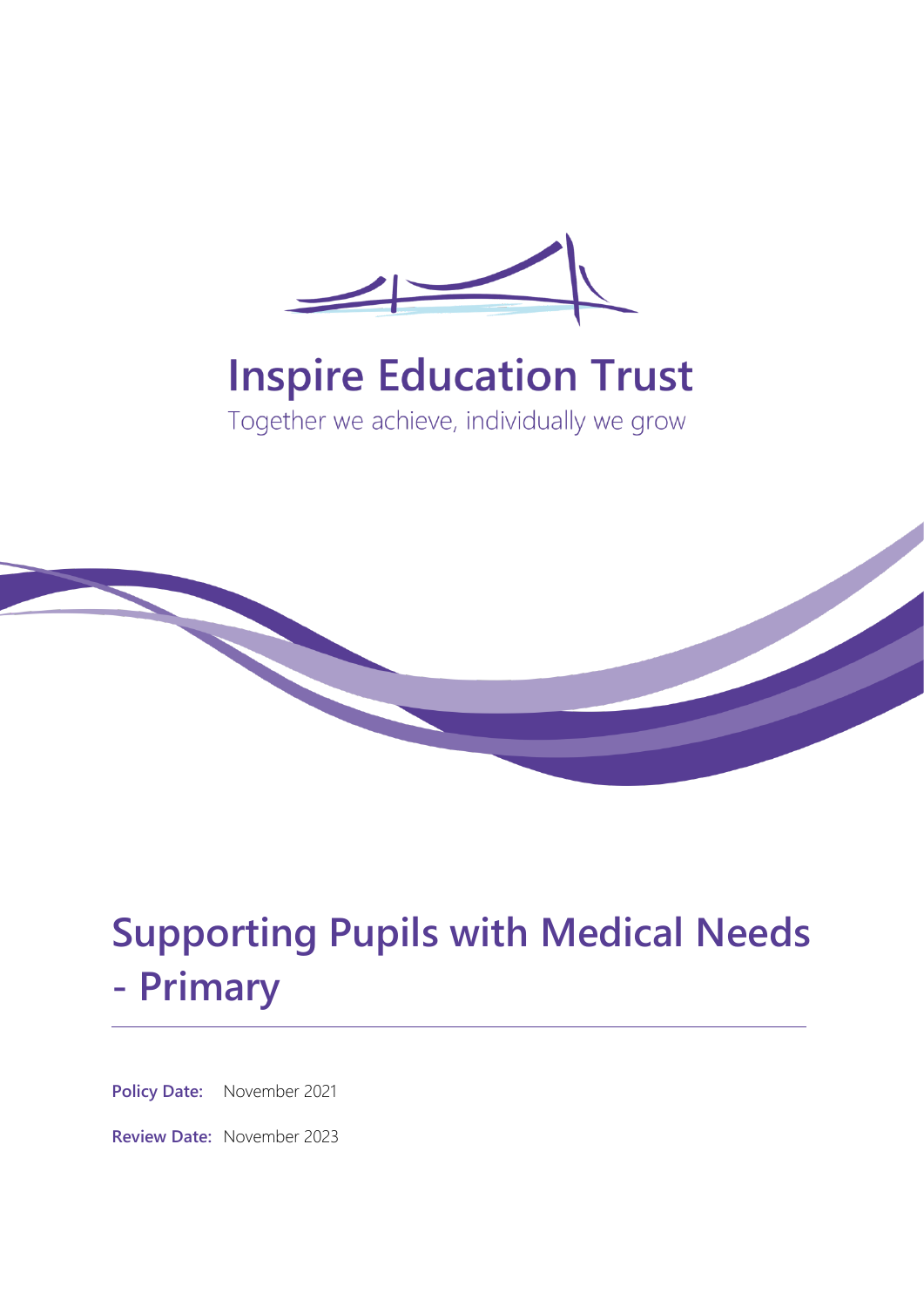# Inspire Education Trust

Together we achieve, individually we grow

# Supporting Pupils with Medical Needs - Primary

**Policy Date:** November 2021

**Review Date:** November 2023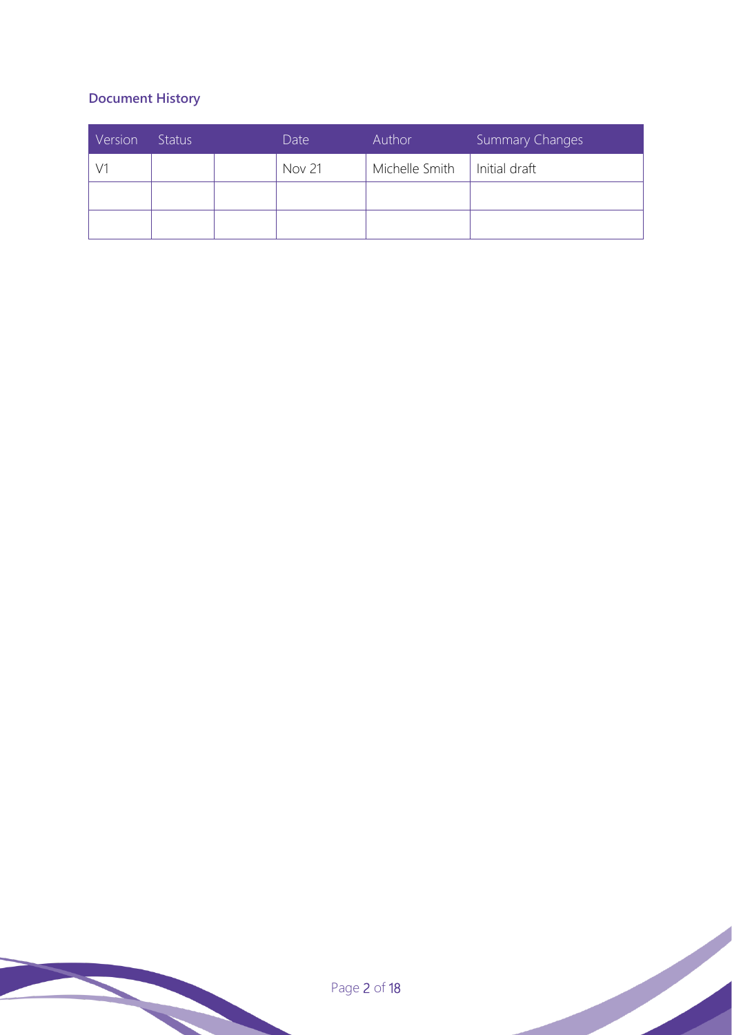### Document History

| Version | Status | | Date | Author | Summary Changes |
|---|---|---|---|---|---|
| V1 | | | Nov 21 | Michelle Smith | Initial draft |
| | | | | | |
| | | | | | |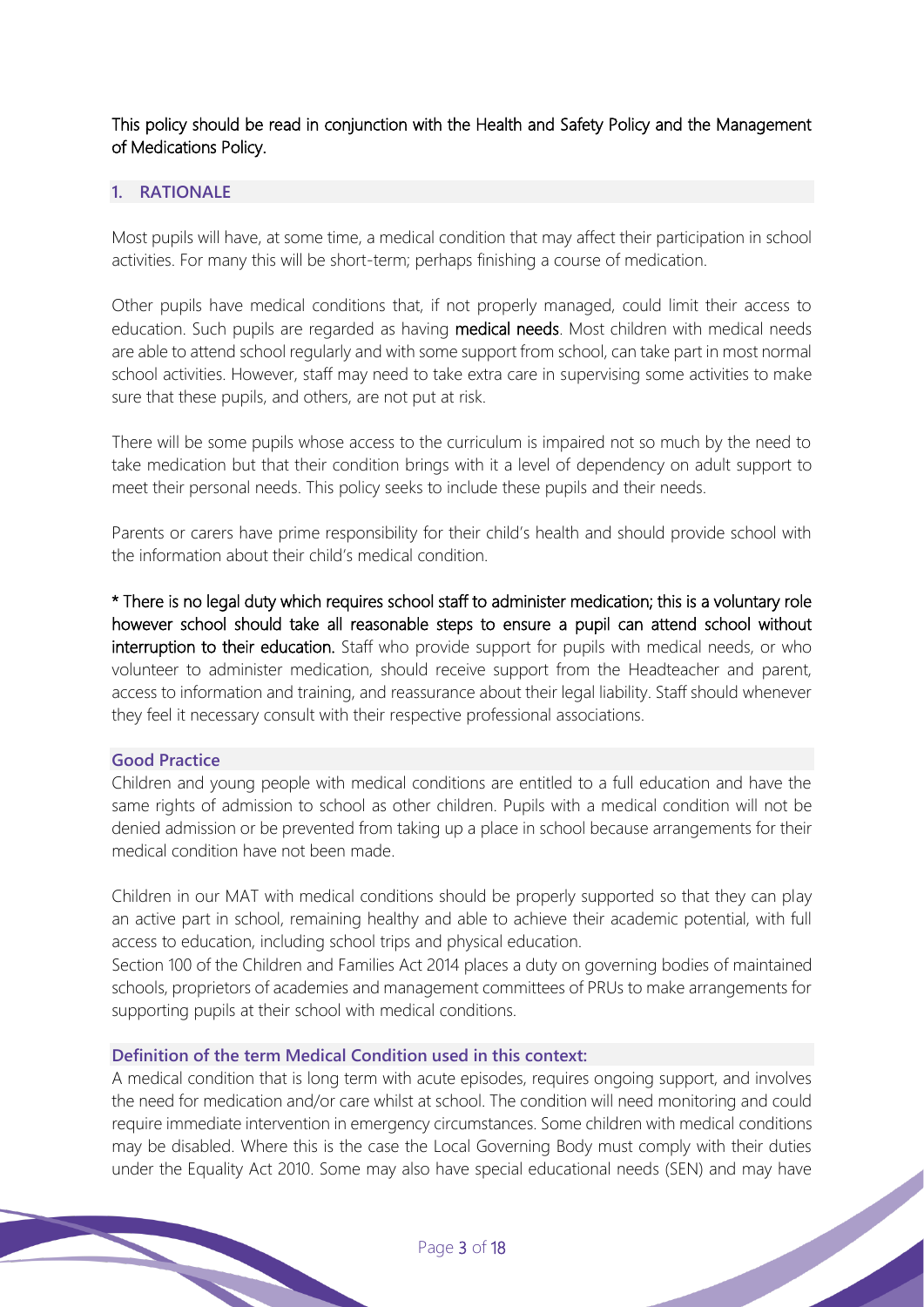This policy should be read in conjunction with the Health and Safety Policy and the Management of Medications Policy.

## 1. RATIONALE

Most pupils will have, at some time, a medical condition that may affect their participation in school activities. For many this will be short-term; perhaps finishing a course of medication.

Other pupils have medical conditions that, if not properly managed, could limit their access to education. Such pupils are regarded as having **medical needs**. Most children with medical needs are able to attend school regularly and with some support from school, can take part in most normal school activities. However, staff may need to take extra care in supervising some activities to make sure that these pupils, and others, are not put at risk.

There will be some pupils whose access to the curriculum is impaired not so much by the need to take medication but that their condition brings with it a level of dependency on adult support to meet their personal needs. This policy seeks to include these pupils and their needs.

Parents or carers have prime responsibility for their child's health and should provide school with the information about their child's medical condition.

**\* There is no legal duty which requires school staff to administer medication; this is a voluntary role however school should take all reasonable steps to ensure a pupil can attend school without interruption to their education.** Staff who provide support for pupils with medical needs, or who volunteer to administer medication, should receive support from the Headteacher and parent, access to information and training, and reassurance about their legal liability. Staff should whenever they feel it necessary consult with their respective professional associations.

### Good Practice

Children and young people with medical conditions are entitled to a full education and have the same rights of admission to school as other children. Pupils with a medical condition will not be denied admission or be prevented from taking up a place in school because arrangements for their medical condition have not been made.

Children in our MAT with medical conditions should be properly supported so that they can play an active part in school, remaining healthy and able to achieve their academic potential, with full access to education, including school trips and physical education.

Section 100 of the Children and Families Act 2014 places a duty on governing bodies of maintained schools, proprietors of academies and management committees of PRUs to make arrangements for supporting pupils at their school with medical conditions.

### Definition of the term Medical Condition used in this context:

A medical condition that is long term with acute episodes, requires ongoing support, and involves the need for medication and/or care whilst at school. The condition will need monitoring and could require immediate intervention in emergency circumstances. Some children with medical conditions may be disabled. Where this is the case the Local Governing Body must comply with their duties under the Equality Act 2010. Some may also have special educational needs (SEN) and may have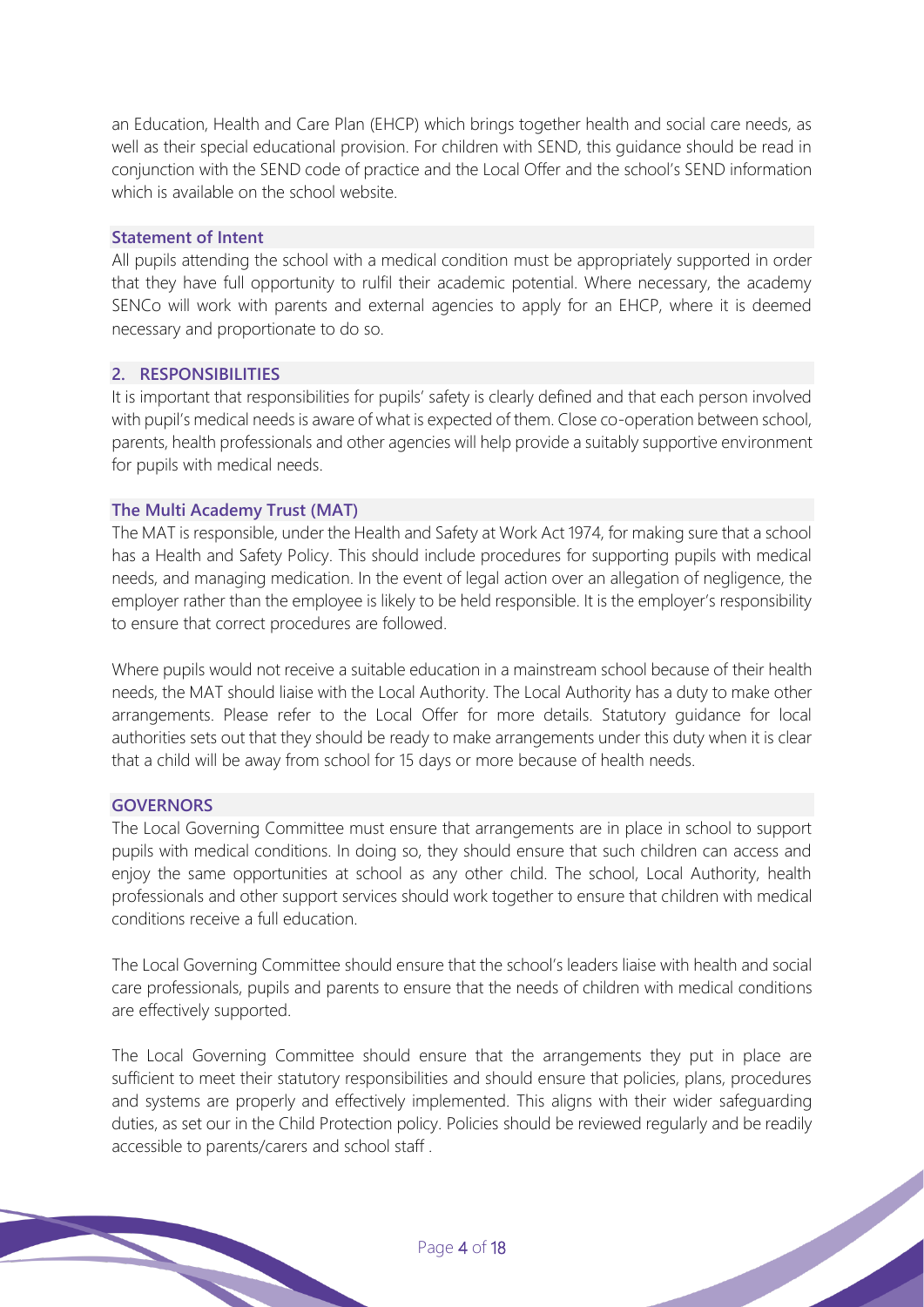an Education, Health and Care Plan (EHCP) which brings together health and social care needs, as well as their special educational provision. For children with SEND, this guidance should be read in conjunction with the SEND code of practice and the Local Offer and the school's SEND information which is available on the school website.

### Statement of Intent

All pupils attending the school with a medical condition must be appropriately supported in order that they have full opportunity to rulfil their academic potential. Where necessary, the academy SENCo will work with parents and external agencies to apply for an EHCP, where it is deemed necessary and proportionate to do so.

## 2. RESPONSIBILITIES

It is important that responsibilities for pupils' safety is clearly defined and that each person involved with pupil's medical needs is aware of what is expected of them. Close co-operation between school, parents, health professionals and other agencies will help provide a suitably supportive environment for pupils with medical needs.

### The Multi Academy Trust (MAT)

The MAT is responsible, under the Health and Safety at Work Act 1974, for making sure that a school has a Health and Safety Policy. This should include procedures for supporting pupils with medical needs, and managing medication. In the event of legal action over an allegation of negligence, the employer rather than the employee is likely to be held responsible. It is the employer's responsibility to ensure that correct procedures are followed.

Where pupils would not receive a suitable education in a mainstream school because of their health needs, the MAT should liaise with the Local Authority. The Local Authority has a duty to make other arrangements. Please refer to the Local Offer for more details. Statutory guidance for local authorities sets out that they should be ready to make arrangements under this duty when it is clear that a child will be away from school for 15 days or more because of health needs.

### GOVERNORS

The Local Governing Committee must ensure that arrangements are in place in school to support pupils with medical conditions. In doing so, they should ensure that such children can access and enjoy the same opportunities at school as any other child. The school, Local Authority, health professionals and other support services should work together to ensure that children with medical conditions receive a full education.

The Local Governing Committee should ensure that the school's leaders liaise with health and social care professionals, pupils and parents to ensure that the needs of children with medical conditions are effectively supported.

The Local Governing Committee should ensure that the arrangements they put in place are sufficient to meet their statutory responsibilities and should ensure that policies, plans, procedures and systems are properly and effectively implemented. This aligns with their wider safeguarding duties, as set our in the Child Protection policy. Policies should be reviewed regularly and be readily accessible to parents/carers and school staff .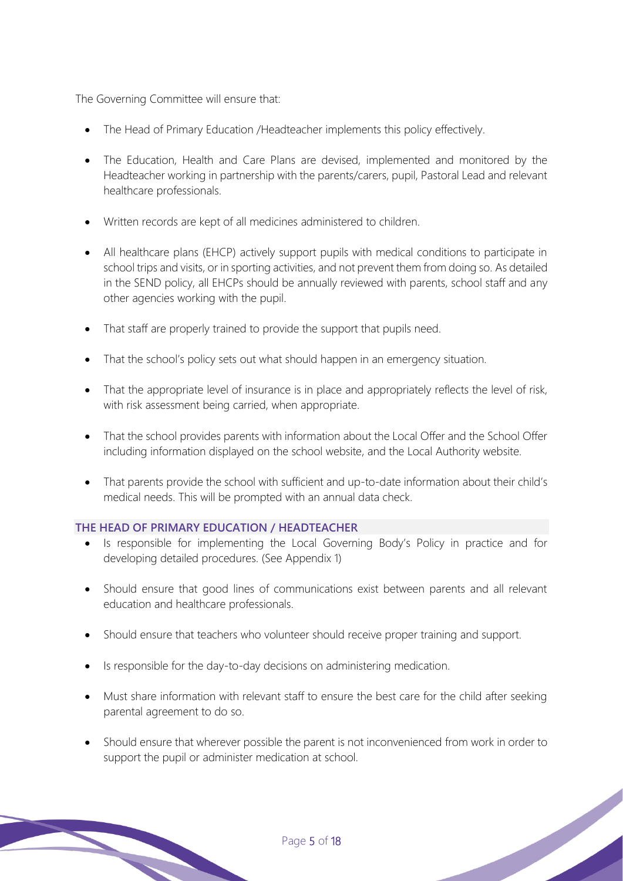The Governing Committee will ensure that:

- The Head of Primary Education /Headteacher implements this policy effectively.
- The Education, Health and Care Plans are devised, implemented and monitored by the Headteacher working in partnership with the parents/carers, pupil, Pastoral Lead and relevant healthcare professionals.
- Written records are kept of all medicines administered to children.
- All healthcare plans (EHCP) actively support pupils with medical conditions to participate in school trips and visits, or in sporting activities, and not prevent them from doing so. As detailed in the SEND policy, all EHCPs should be annually reviewed with parents, school staff and any other agencies working with the pupil.
- That staff are properly trained to provide the support that pupils need.
- That the school's policy sets out what should happen in an emergency situation.
- That the appropriate level of insurance is in place and appropriately reflects the level of risk, with risk assessment being carried, when appropriate.
- That the school provides parents with information about the Local Offer and the School Offer including information displayed on the school website, and the Local Authority website.
- That parents provide the school with sufficient and up-to-date information about their child's medical needs. This will be prompted with an annual data check.

### THE HEAD OF PRIMARY EDUCATION / HEADTEACHER

- Is responsible for implementing the Local Governing Body's Policy in practice and for developing detailed procedures. (See Appendix 1)
- Should ensure that good lines of communications exist between parents and all relevant education and healthcare professionals.
- Should ensure that teachers who volunteer should receive proper training and support.
- Is responsible for the day-to-day decisions on administering medication.
- Must share information with relevant staff to ensure the best care for the child after seeking parental agreement to do so.
- Should ensure that wherever possible the parent is not inconvenienced from work in order to support the pupil or administer medication at school.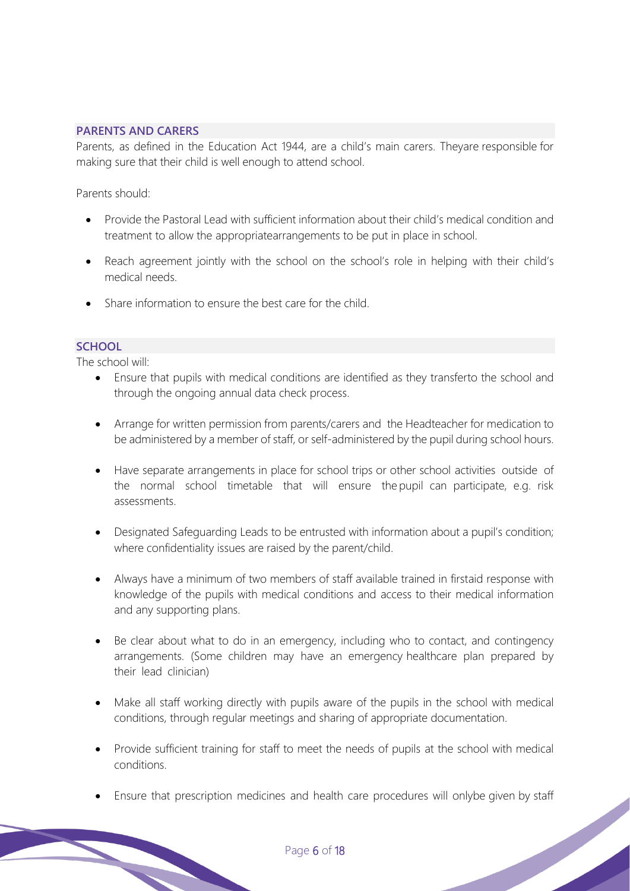## PARENTS AND CARERS

Parents, as defined in the Education Act 1944, are a child's main carers. Theyare responsible for making sure that their child is well enough to attend school.

Parents should:

- Provide the Pastoral Lead with sufficient information about their child's medical condition and treatment to allow the appropriatearrangements to be put in place in school.
- Reach agreement jointly with the school on the school's role in helping with their child's medical needs.
- Share information to ensure the best care for the child.

## SCHOOL

The school will:

- Ensure that pupils with medical conditions are identified as they transferto the school and through the ongoing annual data check process.
- Arrange for written permission from parents/carers and the Headteacher for medication to be administered by a member of staff, or self-administered by the pupil during school hours.
- Have separate arrangements in place for school trips or other school activities outside of the normal school timetable that will ensure the pupil can participate, e.g. risk assessments.
- Designated Safeguarding Leads to be entrusted with information about a pupil's condition; where confidentiality issues are raised by the parent/child.
- Always have a minimum of two members of staff available trained in firstaid response with knowledge of the pupils with medical conditions and access to their medical information and any supporting plans.
- Be clear about what to do in an emergency, including who to contact, and contingency arrangements. (Some children may have an emergency healthcare plan prepared by their lead clinician)
- Make all staff working directly with pupils aware of the pupils in the school with medical conditions, through regular meetings and sharing of appropriate documentation.
- Provide sufficient training for staff to meet the needs of pupils at the school with medical conditions.
- Ensure that prescription medicines and health care procedures will onlybe given by staff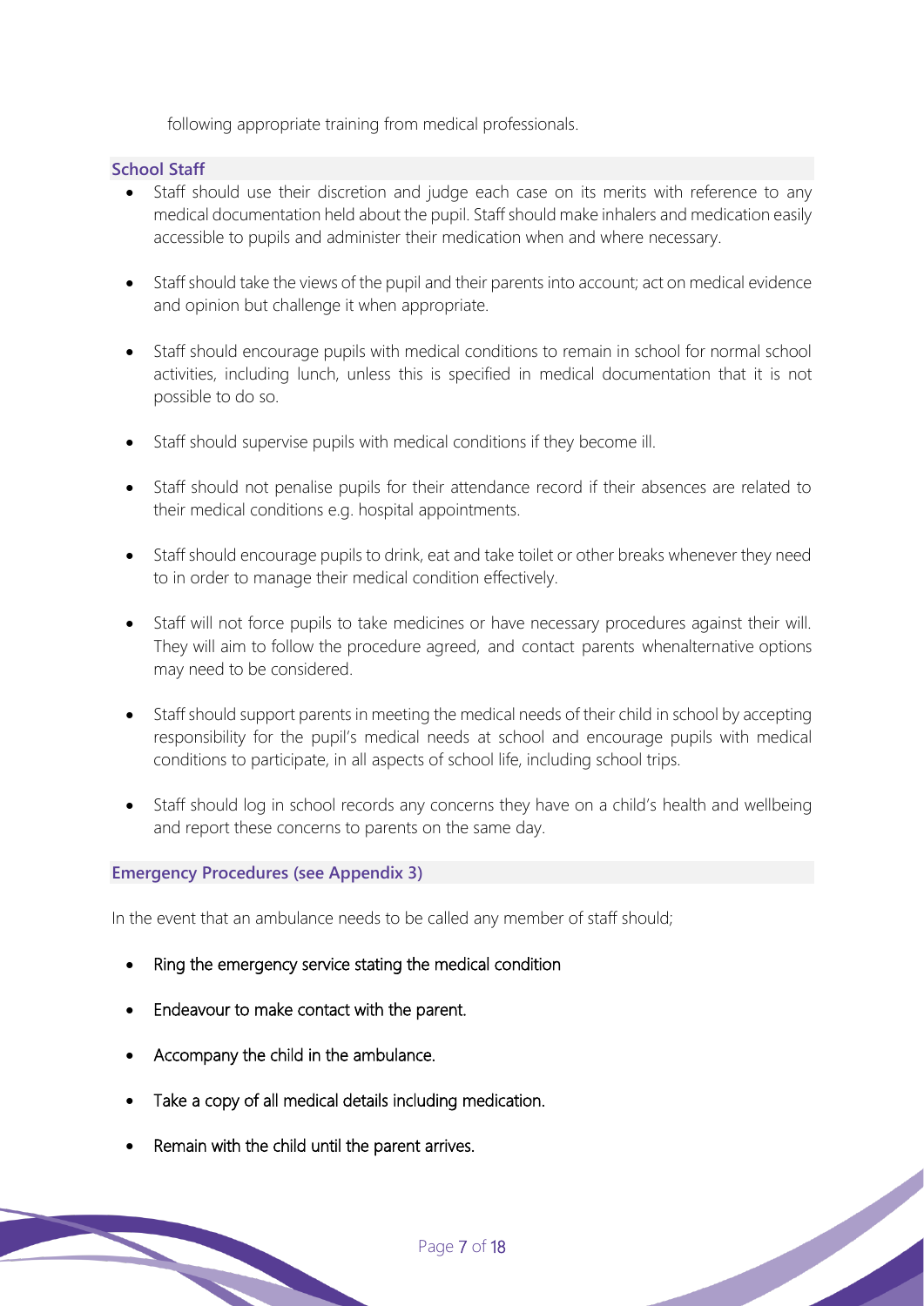following appropriate training from medical professionals.

### School Staff

- Staff should use their discretion and judge each case on its merits with reference to any medical documentation held about the pupil. Staff should make inhalers and medication easily accessible to pupils and administer their medication when and where necessary.
- Staff should take the views of the pupil and their parents into account; act on medical evidence and opinion but challenge it when appropriate.
- Staff should encourage pupils with medical conditions to remain in school for normal school activities, including lunch, unless this is specified in medical documentation that it is not possible to do so.
- Staff should supervise pupils with medical conditions if they become ill.
- Staff should not penalise pupils for their attendance record if their absences are related to their medical conditions e.g. hospital appointments.
- Staff should encourage pupils to drink, eat and take toilet or other breaks whenever they need to in order to manage their medical condition effectively.
- Staff will not force pupils to take medicines or have necessary procedures against their will. They will aim to follow the procedure agreed, and contact parents whenalternative options may need to be considered.
- Staff should support parents in meeting the medical needs of their child in school by accepting responsibility for the pupil's medical needs at school and encourage pupils with medical conditions to participate, in all aspects of school life, including school trips.
- Staff should log in school records any concerns they have on a child's health and wellbeing and report these concerns to parents on the same day.

### Emergency Procedures (see Appendix 3)

In the event that an ambulance needs to be called any member of staff should;

- Ring the emergency service stating the medical condition
- Endeavour to make contact with the parent.
- Accompany the child in the ambulance.
- Take a copy of all medical details including medication.
- Remain with the child until the parent arrives.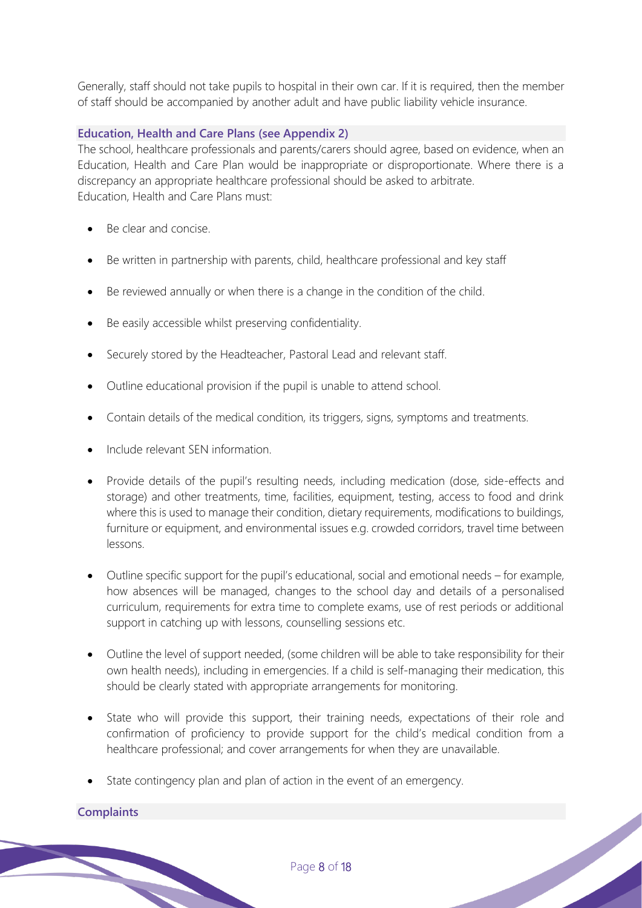Generally, staff should not take pupils to hospital in their own car. If it is required, then the member of staff should be accompanied by another adult and have public liability vehicle insurance.

### Education, Health and Care Plans (see Appendix 2)

The school, healthcare professionals and parents/carers should agree, based on evidence, when an Education, Health and Care Plan would be inappropriate or disproportionate. Where there is a discrepancy an appropriate healthcare professional should be asked to arbitrate.
Education, Health and Care Plans must:

- Be clear and concise.
- Be written in partnership with parents, child, healthcare professional and key staff
- Be reviewed annually or when there is a change in the condition of the child.
- Be easily accessible whilst preserving confidentiality.
- Securely stored by the Headteacher, Pastoral Lead and relevant staff.
- Outline educational provision if the pupil is unable to attend school.
- Contain details of the medical condition, its triggers, signs, symptoms and treatments.
- Include relevant SEN information.
- Provide details of the pupil's resulting needs, including medication (dose, side-effects and storage) and other treatments, time, facilities, equipment, testing, access to food and drink where this is used to manage their condition, dietary requirements, modifications to buildings, furniture or equipment, and environmental issues e.g. crowded corridors, travel time between lessons.
- Outline specific support for the pupil's educational, social and emotional needs – for example, how absences will be managed, changes to the school day and details of a personalised curriculum, requirements for extra time to complete exams, use of rest periods or additional support in catching up with lessons, counselling sessions etc.
- Outline the level of support needed, (some children will be able to take responsibility for their own health needs), including in emergencies. If a child is self-managing their medication, this should be clearly stated with appropriate arrangements for monitoring.
- State who will provide this support, their training needs, expectations of their role and confirmation of proficiency to provide support for the child's medical condition from a healthcare professional; and cover arrangements for when they are unavailable.
- State contingency plan and plan of action in the event of an emergency.

### Complaints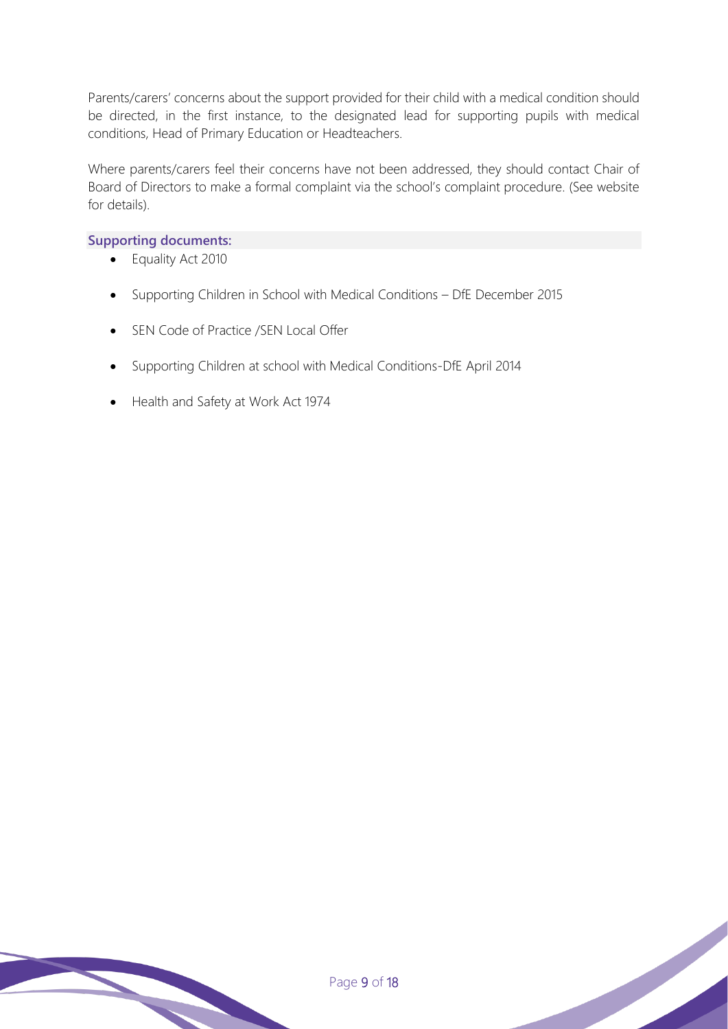Parents/carers' concerns about the support provided for their child with a medical condition should be directed, in the first instance, to the designated lead for supporting pupils with medical conditions, Head of Primary Education or Headteachers.

Where parents/carers feel their concerns have not been addressed, they should contact Chair of Board of Directors to make a formal complaint via the school's complaint procedure. (See website for details).

### Supporting documents:

- Equality Act 2010
- Supporting Children in School with Medical Conditions – DfE December 2015
- SEN Code of Practice /SEN Local Offer
- Supporting Children at school with Medical Conditions-DfE April 2014
- Health and Safety at Work Act 1974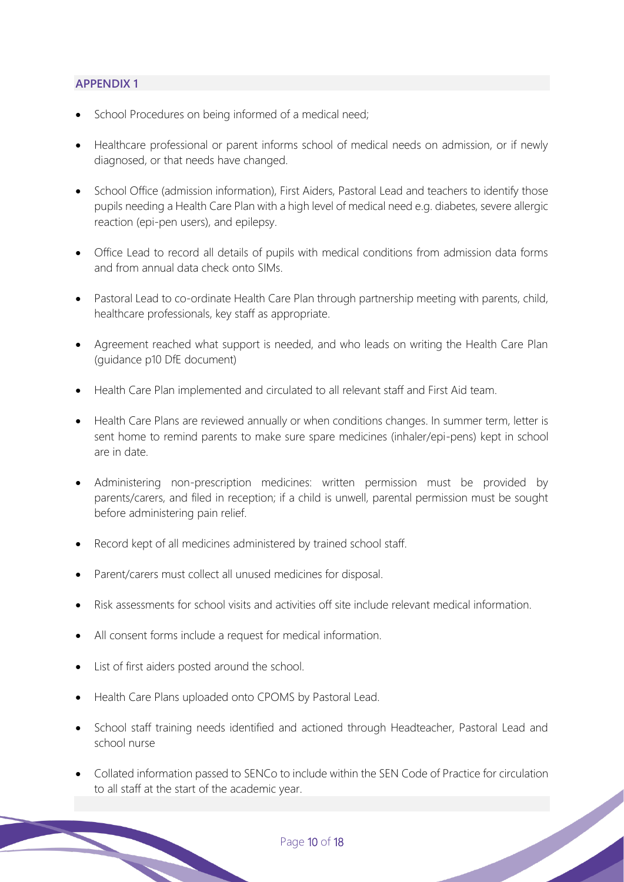## APPENDIX 1

- School Procedures on being informed of a medical need;
- Healthcare professional or parent informs school of medical needs on admission, or if newly diagnosed, or that needs have changed.
- School Office (admission information), First Aiders, Pastoral Lead and teachers to identify those pupils needing a Health Care Plan with a high level of medical need e.g. diabetes, severe allergic reaction (epi-pen users), and epilepsy.
- Office Lead to record all details of pupils with medical conditions from admission data forms and from annual data check onto SIMs.
- Pastoral Lead to co-ordinate Health Care Plan through partnership meeting with parents, child, healthcare professionals, key staff as appropriate.
- Agreement reached what support is needed, and who leads on writing the Health Care Plan (guidance p10 DfE document)
- Health Care Plan implemented and circulated to all relevant staff and First Aid team.
- Health Care Plans are reviewed annually or when conditions changes. In summer term, letter is sent home to remind parents to make sure spare medicines (inhaler/epi-pens) kept in school are in date.
- Administering non-prescription medicines: written permission must be provided by parents/carers, and filed in reception; if a child is unwell, parental permission must be sought before administering pain relief.
- Record kept of all medicines administered by trained school staff.
- Parent/carers must collect all unused medicines for disposal.
- Risk assessments for school visits and activities off site include relevant medical information.
- All consent forms include a request for medical information.
- List of first aiders posted around the school.
- Health Care Plans uploaded onto CPOMS by Pastoral Lead.
- School staff training needs identified and actioned through Headteacher, Pastoral Lead and school nurse
- Collated information passed to SENCo to include within the SEN Code of Practice for circulation to all staff at the start of the academic year.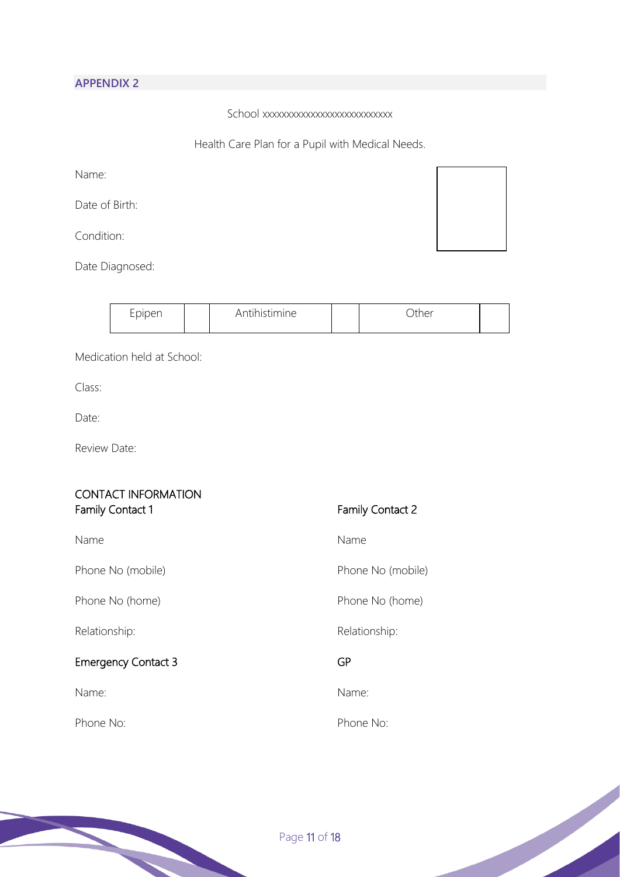## APPENDIX 2

School xxxxxxxxxxxxxxxxxxxxxxxxxxx

Health Care Plan for a Pupil with Medical Needs.

Name:

Date of Birth:

Condition:

Date Diagnosed:

| Epipen | | Antihistimine | | Other | |
|---|---|---|---|---|---|

Medication held at School:

Class:

Date:

Review Date:

### CONTACT INFORMATION

**Family Contact 1**

Name

Phone No (mobile)

Phone No (home)

Relationship:

**Family Contact 2**

Name

Phone No (mobile)

Phone No (home)

Relationship:

**Emergency Contact 3**

Name:

Phone No:

**GP**

Name:

Phone No: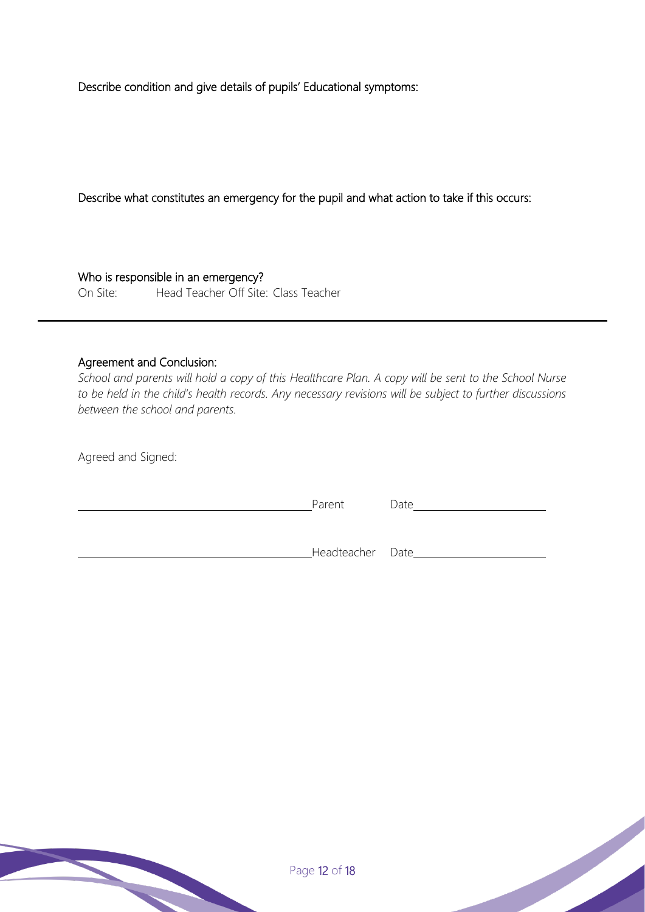Describe condition and give details of pupils' Educational symptoms:

Describe what constitutes an emergency for the pupil and what action to take if this occurs:

Who is responsible in an emergency?

On Site: Head Teacher Off Site: Class Teacher

---

Agreement and Conclusion:

*School and parents will hold a copy of this Healthcare Plan. A copy will be sent to the School Nurse to be held in the child's health records. Any necessary revisions will be subject to further discussions between the school and parents.*

Agreed and Signed:

\_\_\_\_\_\_\_\_\_\_\_\_\_\_\_\_\_\_\_\_\_\_\_\_\_\_\_\_\_\_\_\_\_\_\_\_ Parent Date\_\_\_\_\_\_\_\_\_\_\_\_\_\_\_\_\_\_\_\_

\_\_\_\_\_\_\_\_\_\_\_\_\_\_\_\_\_\_\_\_\_\_\_\_\_\_\_\_\_\_\_\_\_\_\_\_ Headteacher Date\_\_\_\_\_\_\_\_\_\_\_\_\_\_\_\_\_\_\_\_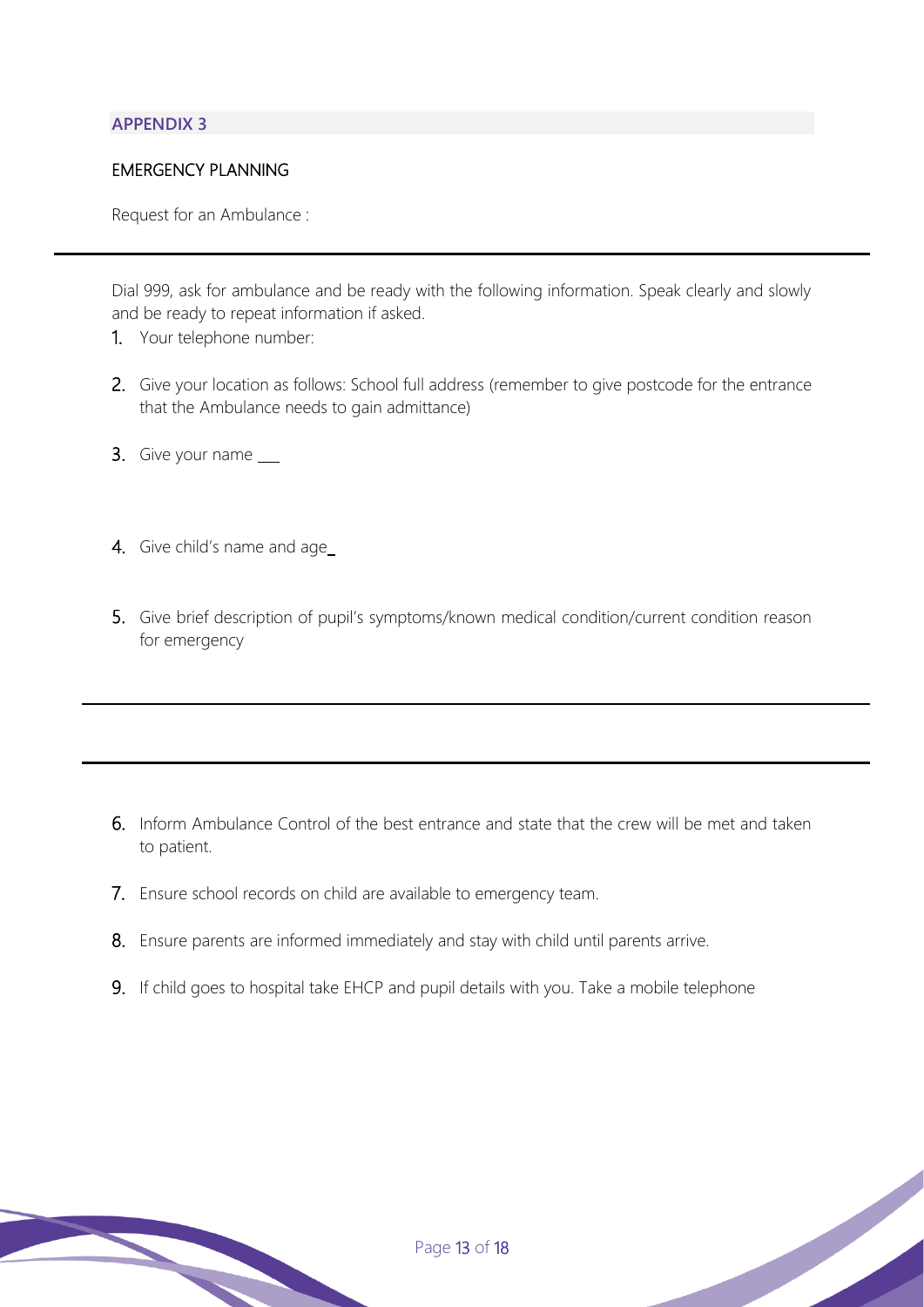## APPENDIX 3

### EMERGENCY PLANNING

Request for an Ambulance :

---

Dial 999, ask for ambulance and be ready with the following information. Speak clearly and slowly and be ready to repeat information if asked.

1. Your telephone number:
2. Give your location as follows: School full address (remember to give postcode for the entrance that the Ambulance needs to gain admittance)
3. Give your name ___
4. Give child's name and age_
5. Give brief description of pupil's symptoms/known medical condition/current condition reason for emergency

---

---

6. Inform Ambulance Control of the best entrance and state that the crew will be met and taken to patient.
7. Ensure school records on child are available to emergency team.
8. Ensure parents are informed immediately and stay with child until parents arrive.
9. If child goes to hospital take EHCP and pupil details with you. Take a mobile telephone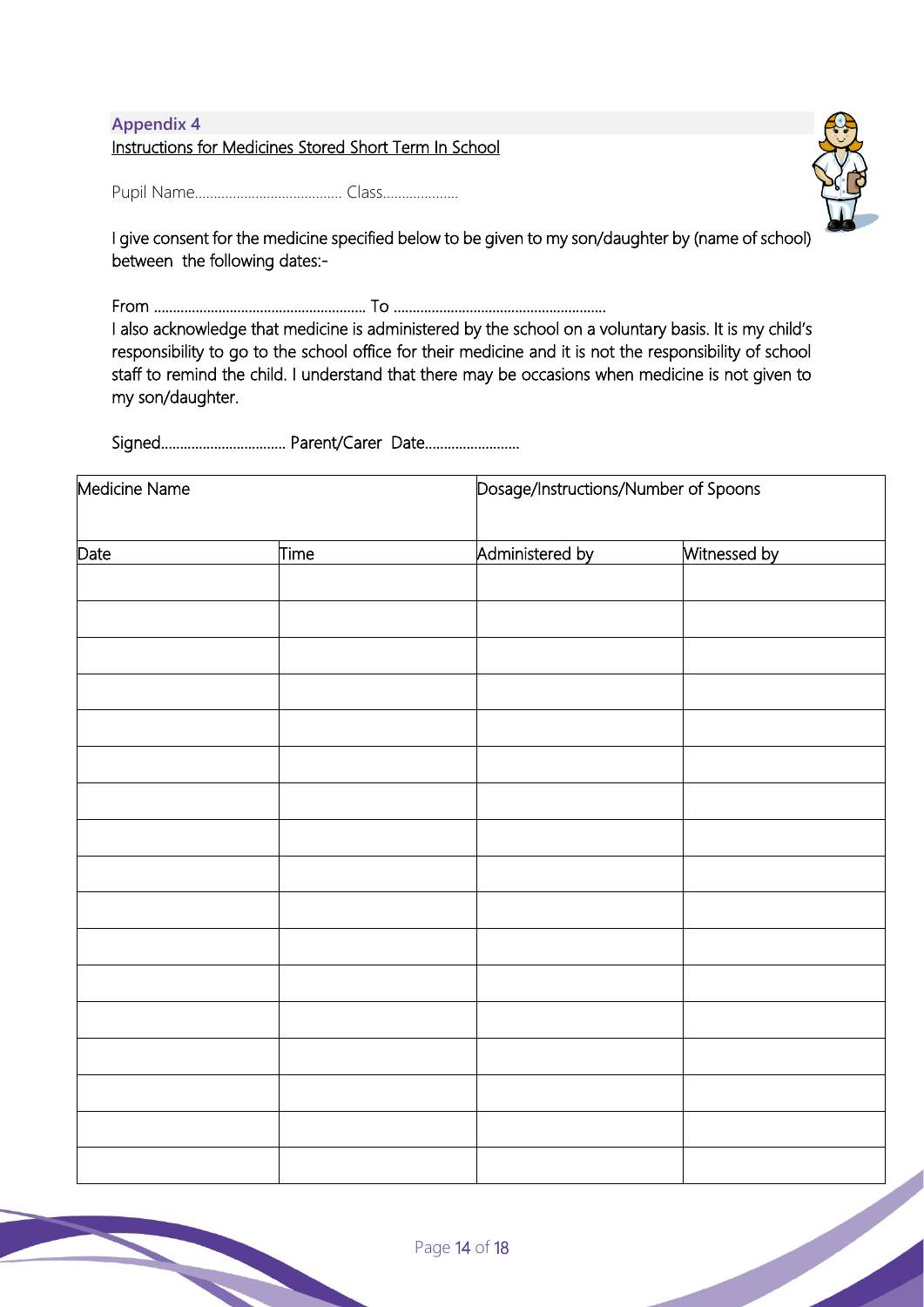## Appendix 4

Instructions for Medicines Stored Short Term In School

Pupil Name…………………………………. Class……………….

I give consent for the medicine specified below to be given to my son/daughter by (name of school) between the following dates:-

From ………………………………………………. To ……………………………………………….

I also acknowledge that medicine is administered by the school on a voluntary basis. It is my child's responsibility to go to the school office for their medicine and it is not the responsibility of school staff to remind the child. I understand that there may be occasions when medicine is not given to my son/daughter.

Signed…………………………… Parent/Carer Date…………………….

| Medicine Name | | Dosage/Instructions/Number of Spoons | |
|---|---|---|---|
| **Date** | **Time** | **Administered by** | **Witnessed by** |
| | | | |
| | | | |
| | | | |
| | | | |
| | | | |
| | | | |
| | | | |
| | | | |
| | | | |
| | | | |
| | | | |
| | | | |
| | | | |
| | | | |
| | | | |
| | | | |
| | | | |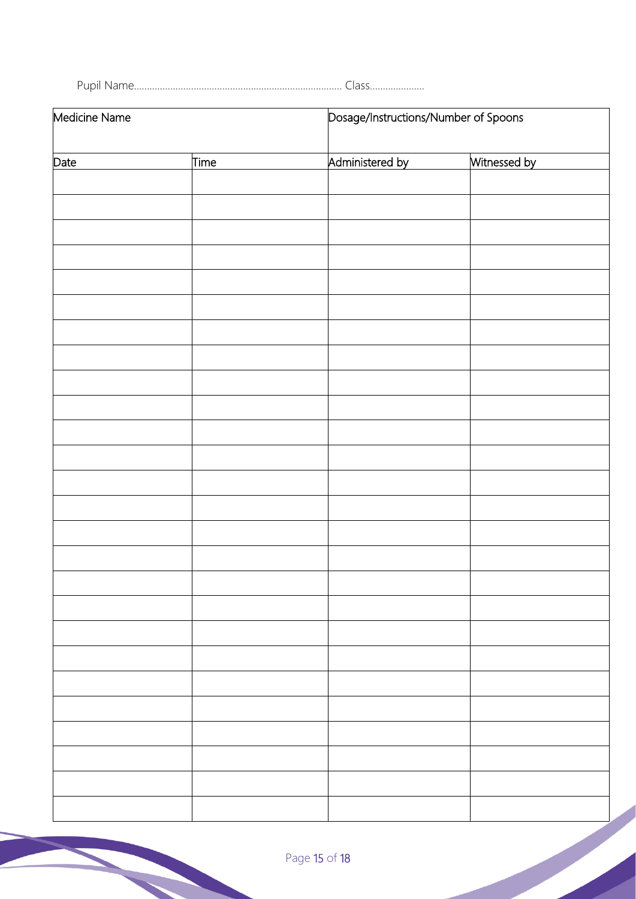Pupil Name……………………………………………………………………… Class…………………

| Medicine Name | | Dosage/Instructions/Number of Spoons | |
|---|---|---|---|
| **Date** | **Time** | **Administered by** | **Witnessed by** |
| | | | |
| | | | |
| | | | |
| | | | |
| | | | |
| | | | |
| | | | |
| | | | |
| | | | |
| | | | |
| | | | |
| | | | |
| | | | |
| | | | |
| | | | |
| | | | |
| | | | |
| | | | |
| | | | |
| | | | |
| | | | |
| | | | |
| | | | |
| | | | |
| | | | |
| | | | |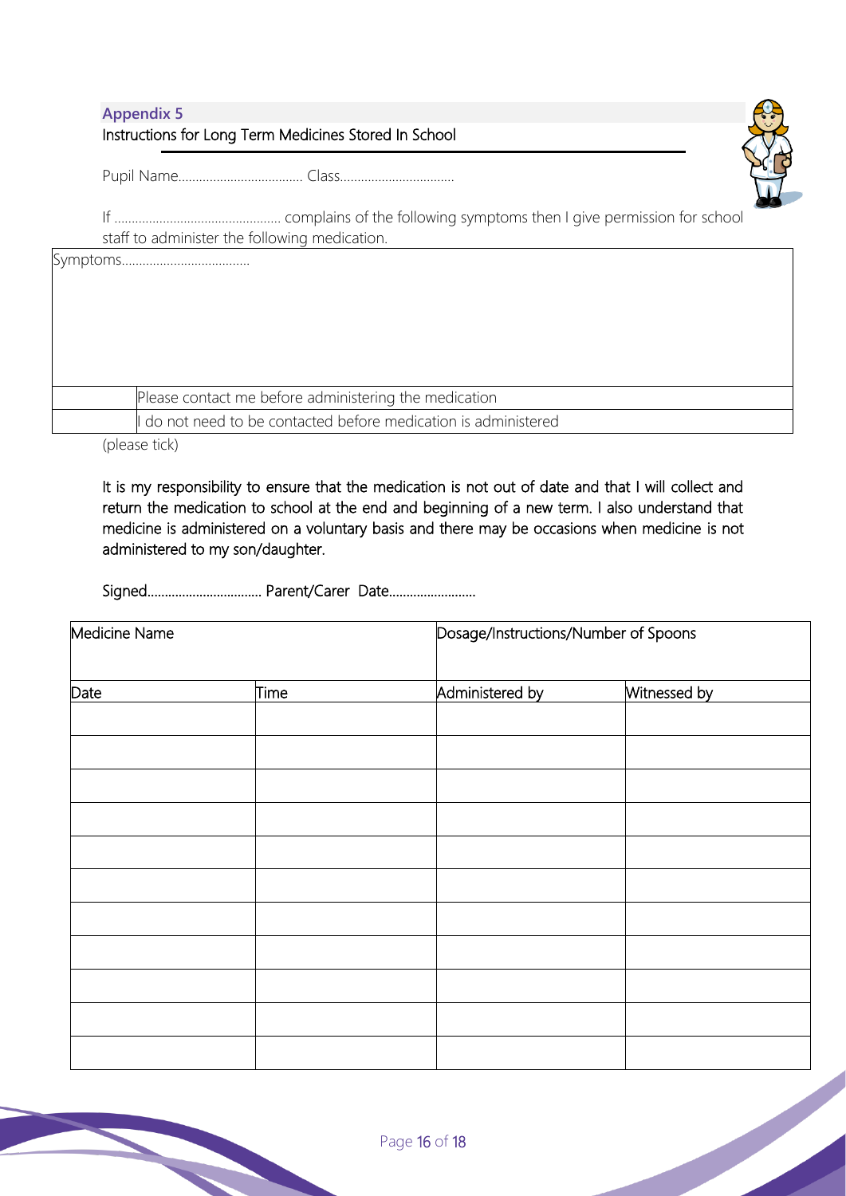## Appendix 5

Instructions for Long Term Medicines Stored In School

Pupil Name.................................... Class.................................

If ................................................ complains of the following symptoms then I give permission for school staff to administer the following medication.

| Symptoms..................................... | |
|---|---|
| | Please contact me before administering the medication |
| | I do not need to be contacted before medication is administered |

(please tick)

It is my responsibility to ensure that the medication is not out of date and that I will collect and return the medication to school at the end and beginning of a new term. I also understand that medicine is administered on a voluntary basis and there may be occasions when medicine is not administered to my son/daughter.

Signed................................. Parent/Carer Date.........................

| Medicine Name | | Dosage/Instructions/Number of Spoons | |
|---|---|---|---|
| Date | Time | Administered by | Witnessed by |
| | | | |
| | | | |
| | | | |
| | | | |
| | | | |
| | | | |
| | | | |
| | | | |
| | | | |
| | | | |
| | | | |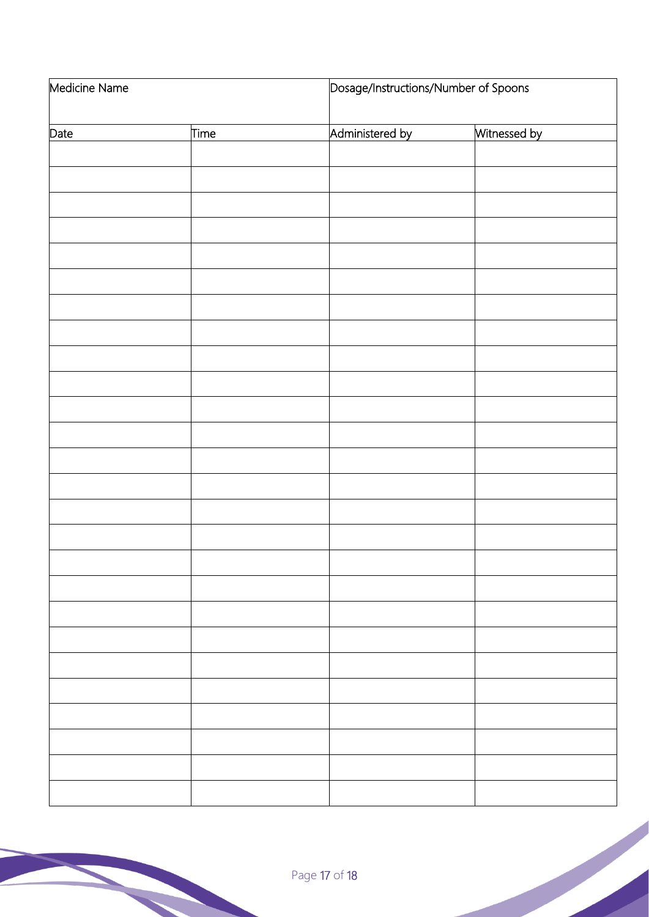| Medicine Name | | Dosage/Instructions/Number of Spoons | |
|---|---|---|---|
| Date | Time | Administered by | Witnessed by |
| | | | |
| | | | |
| | | | |
| | | | |
| | | | |
| | | | |
| | | | |
| | | | |
| | | | |
| | | | |
| | | | |
| | | | |
| | | | |
| | | | |
| | | | |
| | | | |
| | | | |
| | | | |
| | | | |
| | | | |
| | | | |
| | | | |
| | | | |
| | | | |
| | | | |
| | | | |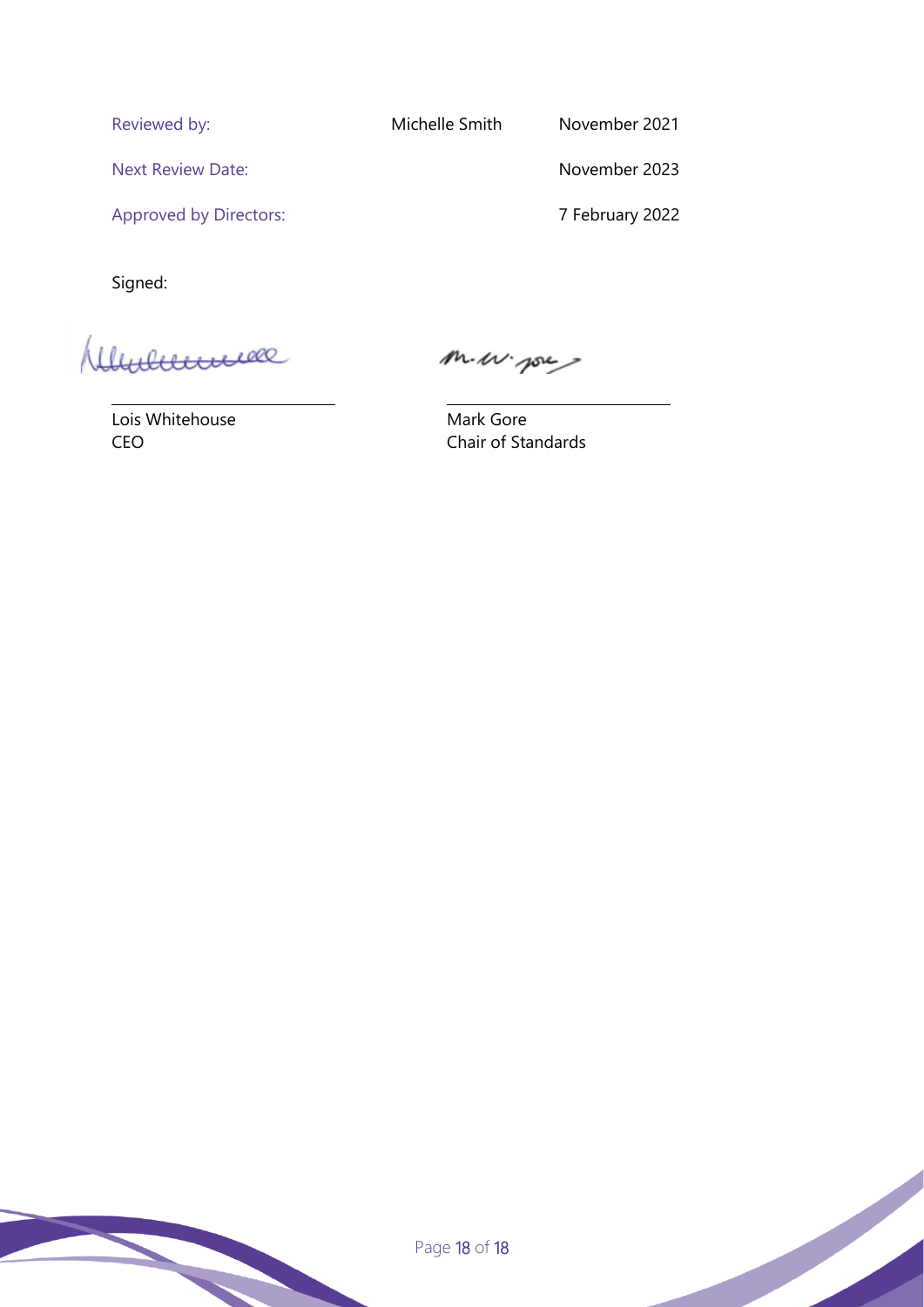| | | |
|---|---|---|
| Reviewed by: | Michelle Smith | November 2021 |
| Next Review Date: | | November 2023 |
| Approved by Directors: | | 7 February 2022 |

Signed:

| | |
|---|---|
| Lois Whitehouse | Mark Gore |
| CEO | Chair of Standards |